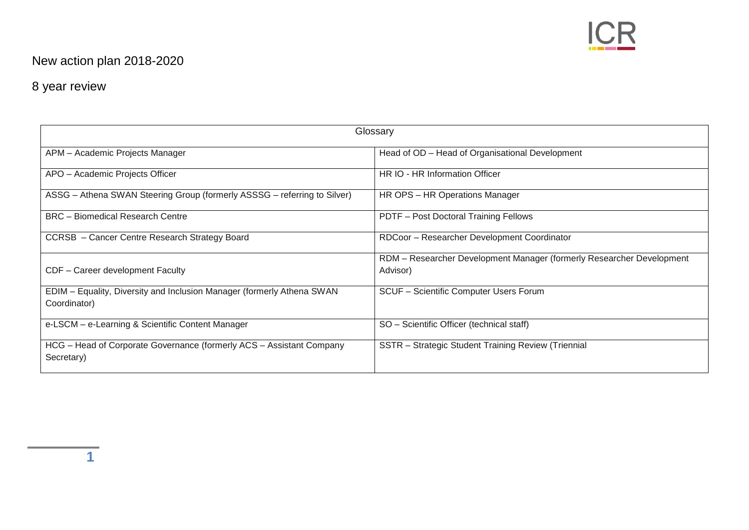# New action plan 2018-2020

## 8 year review

| Glossary | |
|---|---|
| APM – Academic Projects Manager | Head of OD – Head of Organisational Development |
| APO – Academic Projects Officer | HR IO - HR Information Officer |
| ASSG – Athena SWAN Steering Group (formerly ASSSG – referring to Silver) | HR OPS – HR Operations Manager |
| BRC – Biomedical Research Centre | PDTF – Post Doctoral Training Fellows |
| CCRSB – Cancer Centre Research Strategy Board | RDCoor – Researcher Development Coordinator |
| CDF – Career development Faculty | RDM – Researcher Development Manager (formerly Researcher Development Advisor) |
| EDIM – Equality, Diversity and Inclusion Manager (formerly Athena SWAN Coordinator) | SCUF – Scientific Computer Users Forum |
| e-LSCM – e-Learning & Scientific Content Manager | SO – Scientific Officer (technical staff) |
| HCG – Head of Corporate Governance (formerly ACS – Assistant Company Secretary) | SSTR – Strategic Student Training Review (Triennial |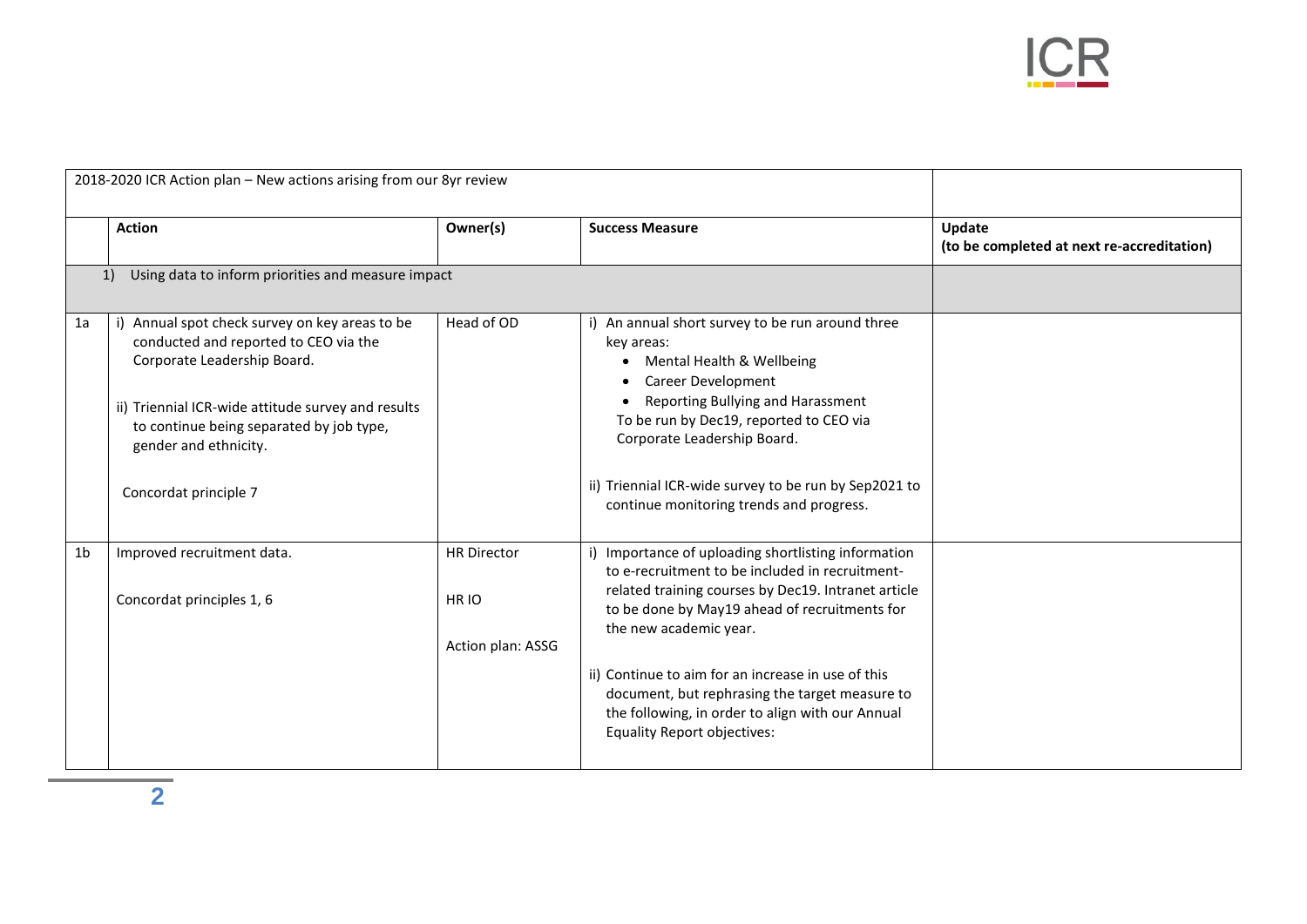| 2018-2020 ICR Action plan – New actions arising from our 8yr review | | | | |
|---|---|---|---|---|
| | **Action** | **Owner(s)** | **Success Measure** | **Update (to be completed at next re-accreditation)** |
| 1) Using data to inform priorities and measure impact | | | | |
| 1a | i) Annual spot check survey on key areas to be conducted and reported to CEO via the Corporate Leadership Board.<br><br>ii) Triennial ICR-wide attitude survey and results to continue being separated by job type, gender and ethnicity.<br><br>Concordat principle 7 | Head of OD | i) An annual short survey to be run around three key areas:<br>• Mental Health & Wellbeing<br>• Career Development<br>• Reporting Bullying and Harassment<br>To be run by Dec19, reported to CEO via Corporate Leadership Board.<br><br>ii) Triennial ICR-wide survey to be run by Sep2021 to continue monitoring trends and progress. | |
| 1b | Improved recruitment data.<br><br>Concordat principles 1, 6 | HR Director<br><br>HR IO<br><br>Action plan: ASSG | i) Importance of uploading shortlisting information to e-recruitment to be included in recruitment-related training courses by Dec19. Intranet article to be done by May19 ahead of recruitments for the new academic year.<br><br>ii) Continue to aim for an increase in use of this document, but rephrasing the target measure to the following, in order to align with our Annual Equality Report objectives: | |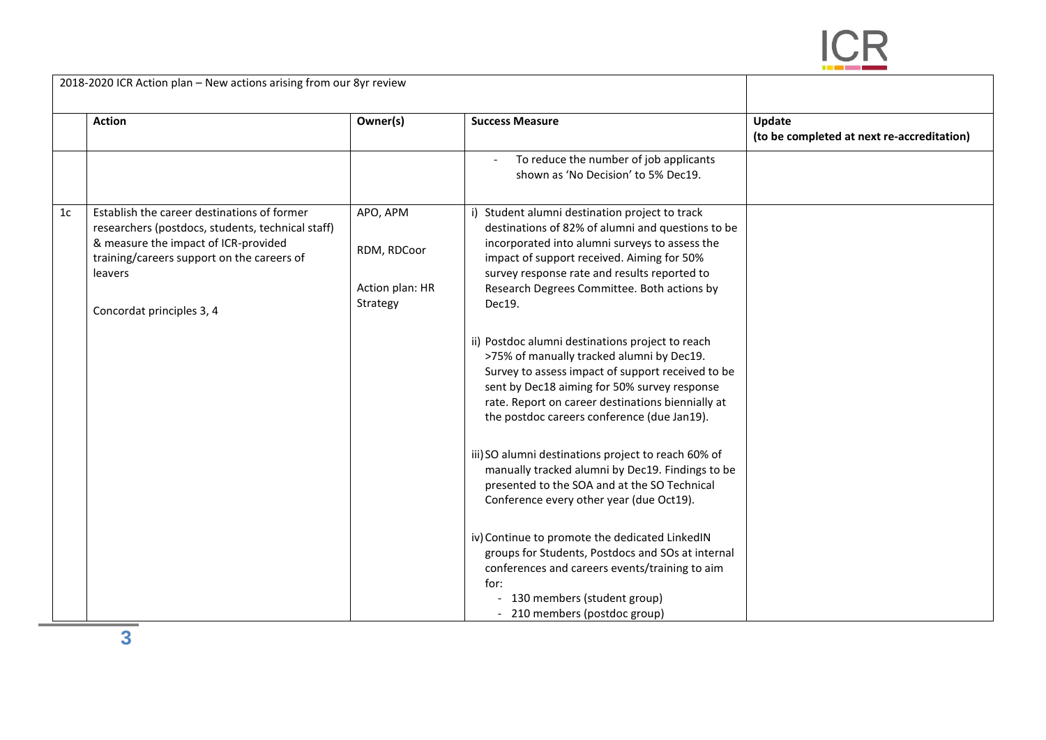| | 2018-2020 ICR Action plan – New actions arising from our 8yr review | | | |
|---|---|---|---|---|
| | **Action** | **Owner(s)** | **Success Measure** | **Update (to be completed at next re-accreditation)** |
| | | | - To reduce the number of job applicants shown as 'No Decision' to 5% Dec19. | |
| 1c | Establish the career destinations of former researchers (postdocs, students, technical staff) & measure the impact of ICR-provided training/careers support on the careers of leavers<br><br>Concordat principles 3, 4 | APO, APM<br><br>RDM, RDCoor<br><br>Action plan: HR Strategy | i) Student alumni destination project to track destinations of 82% of alumni and questions to be incorporated into alumni surveys to assess the impact of support received. Aiming for 50% survey response rate and results reported to Research Degrees Committee. Both actions by Dec19.<br><br>ii) Postdoc alumni destinations project to reach >75% of manually tracked alumni by Dec19. Survey to assess impact of support received to be sent by Dec18 aiming for 50% survey response rate. Report on career destinations biennially at the postdoc careers conference (due Jan19).<br><br>iii) SO alumni destinations project to reach 60% of manually tracked alumni by Dec19. Findings to be presented to the SOA and at the SO Technical Conference every other year (due Oct19).<br><br>iv) Continue to promote the dedicated LinkedIN groups for Students, Postdocs and SOs at internal conferences and careers events/training to aim for:<br>- 130 members (student group)<br>- 210 members (postdoc group) | |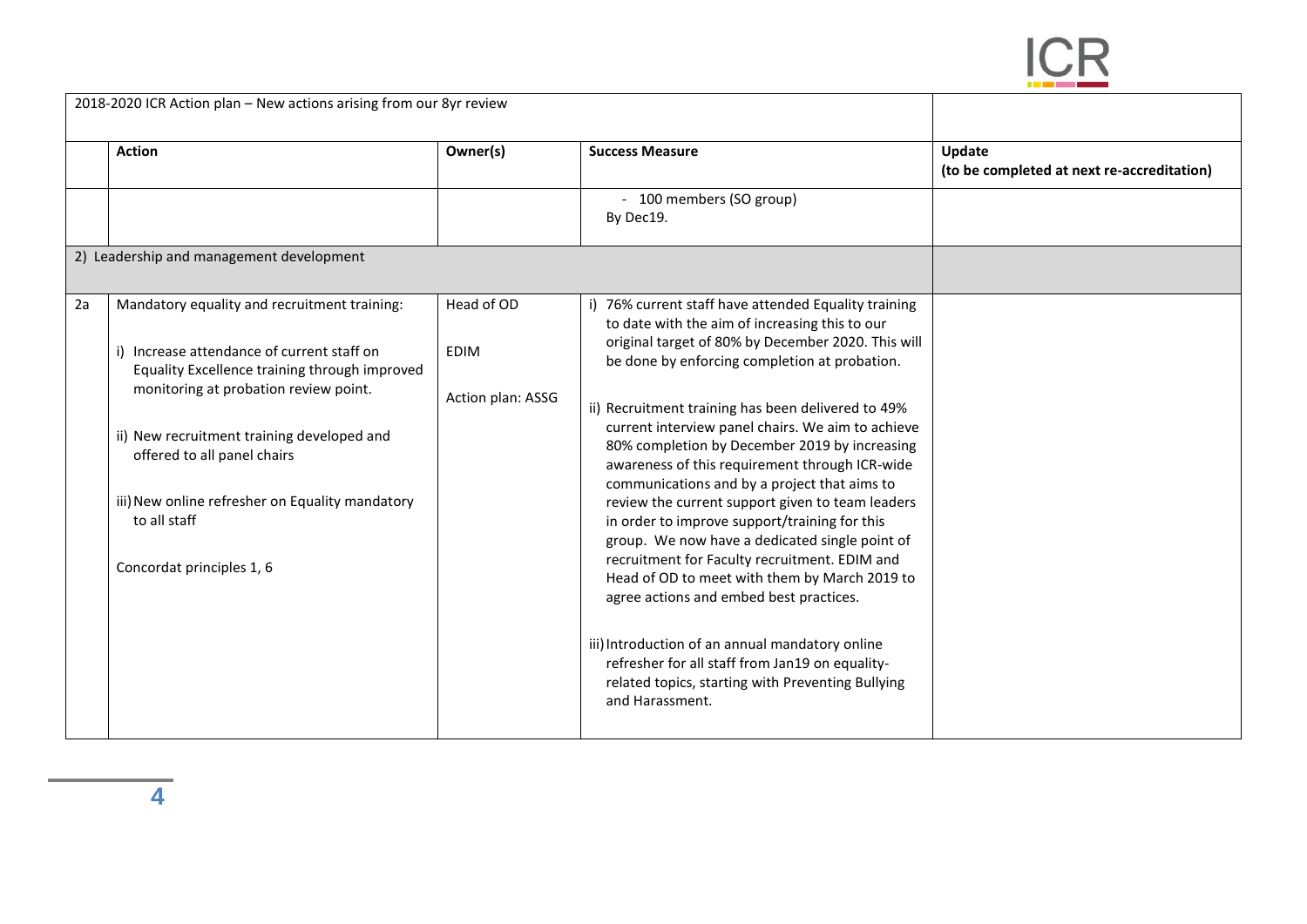| 2018-2020 ICR Action plan – New actions arising from our 8yr review | | | | |
|---|---|---|---|---|
| | **Action** | **Owner(s)** | **Success Measure** | **Update (to be completed at next re-accreditation)** |
| | | | - 100 members (SO group) By Dec19. | |
| 2) Leadership and management development | | | | |
| 2a | Mandatory equality and recruitment training:<br><br>i) Increase attendance of current staff on Equality Excellence training through improved monitoring at probation review point.<br><br>ii) New recruitment training developed and offered to all panel chairs<br><br>iii) New online refresher on Equality mandatory to all staff<br><br>Concordat principles 1, 6 | Head of OD<br><br>EDIM<br><br>Action plan: ASSG | i) 76% current staff have attended Equality training to date with the aim of increasing this to our original target of 80% by December 2020. This will be done by enforcing completion at probation.<br><br>ii) Recruitment training has been delivered to 49% current interview panel chairs. We aim to achieve 80% completion by December 2019 by increasing awareness of this requirement through ICR-wide communications and by a project that aims to review the current support given to team leaders in order to improve support/training for this group. We now have a dedicated single point of recruitment for Faculty recruitment. EDIM and Head of OD to meet with them by March 2019 to agree actions and embed best practices.<br><br>iii) Introduction of an annual mandatory online refresher for all staff from Jan19 on equality-related topics, starting with Preventing Bullying and Harassment. | |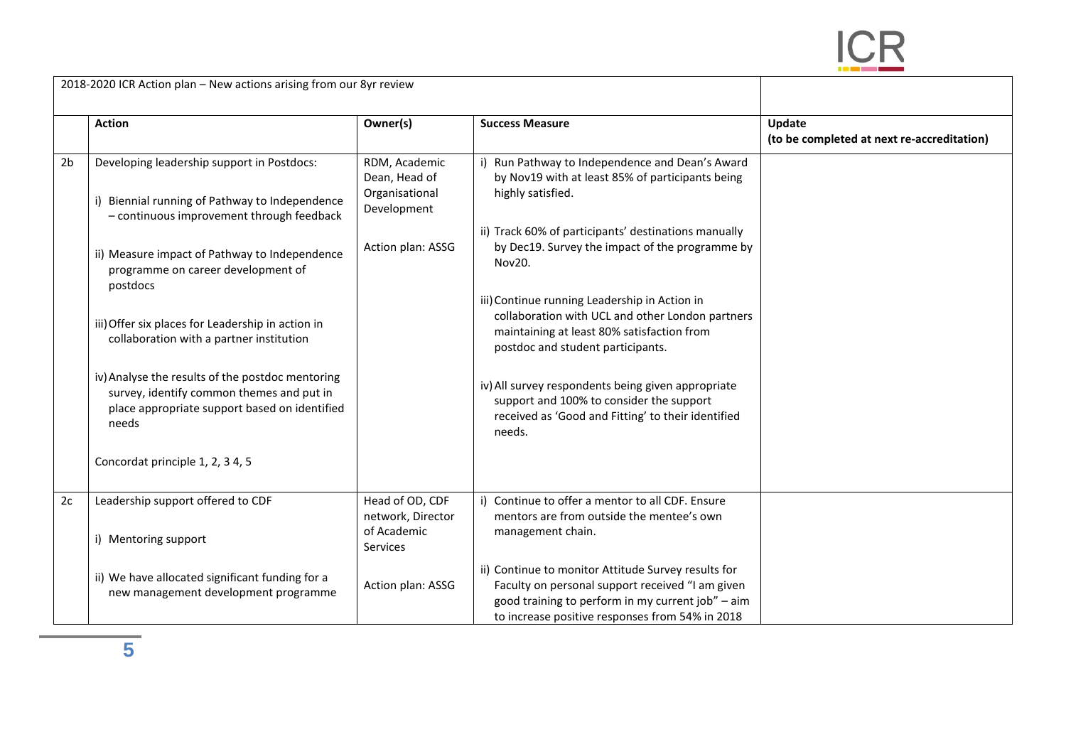| | 2018-2020 ICR Action plan – New actions arising from our 8yr review | | | |
|---|---|---|---|---|
| | **Action** | **Owner(s)** | **Success Measure** | **Update (to be completed at next re-accreditation)** |
| 2b | Developing leadership support in Postdocs:<br><br>i) Biennial running of Pathway to Independence – continuous improvement through feedback<br><br>ii) Measure impact of Pathway to Independence programme on career development of postdocs<br><br>iii) Offer six places for Leadership in action in collaboration with a partner institution<br><br>iv) Analyse the results of the postdoc mentoring survey, identify common themes and put in place appropriate support based on identified needs<br><br>Concordat principle 1, 2, 3 4, 5 | RDM, Academic Dean, Head of Organisational Development<br><br>Action plan: ASSG | i) Run Pathway to Independence and Dean's Award by Nov19 with at least 85% of participants being highly satisfied.<br><br>ii) Track 60% of participants' destinations manually by Dec19. Survey the impact of the programme by Nov20.<br><br>iii) Continue running Leadership in Action in collaboration with UCL and other London partners maintaining at least 80% satisfaction from postdoc and student participants.<br><br>iv) All survey respondents being given appropriate support and 100% to consider the support received as 'Good and Fitting' to their identified needs. | |
| 2c | Leadership support offered to CDF<br><br>i) Mentoring support<br><br>ii) We have allocated significant funding for a new management development programme | Head of OD, CDF network, Director of Academic Services<br><br>Action plan: ASSG | i) Continue to offer a mentor to all CDF. Ensure mentors are from outside the mentee's own management chain.<br><br>ii) Continue to monitor Attitude Survey results for Faculty on personal support received "I am given good training to perform in my current job" – aim to increase positive responses from 54% in 2018 | |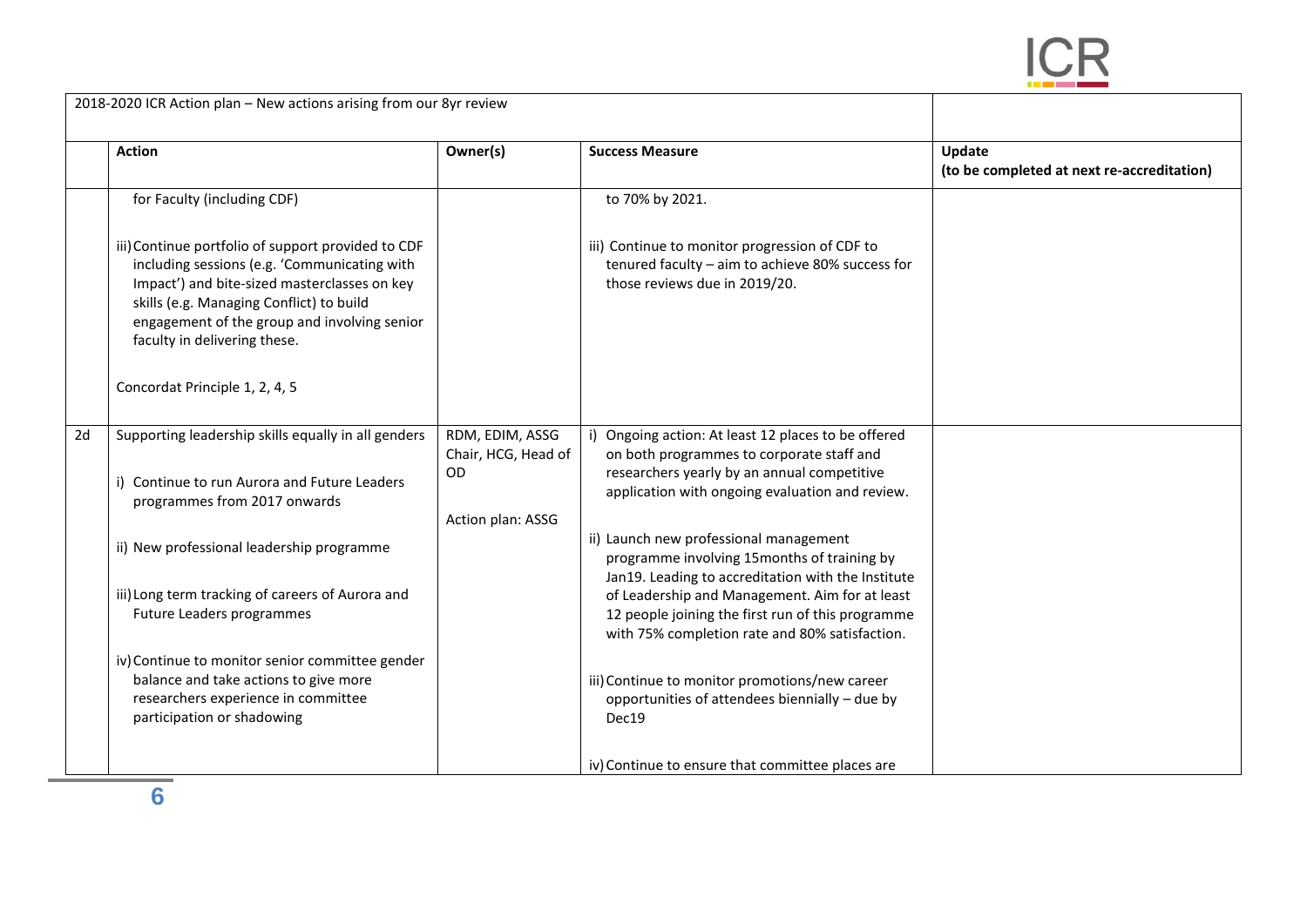| | 2018-2020 ICR Action plan – New actions arising from our 8yr review | | | |
|---|---|---|---|---|
| | **Action** | **Owner(s)** | **Success Measure** | **Update (to be completed at next re-accreditation)** |
| | for Faculty (including CDF)<br><br>iii) Continue portfolio of support provided to CDF including sessions (e.g. 'Communicating with Impact') and bite-sized masterclasses on key skills (e.g. Managing Conflict) to build engagement of the group and involving senior faculty in delivering these.<br><br>Concordat Principle 1, 2, 4, 5 | | to 70% by 2021.<br><br>iii) Continue to monitor progression of CDF to tenured faculty – aim to achieve 80% success for those reviews due in 2019/20. | |
| 2d | Supporting leadership skills equally in all genders<br><br>i) Continue to run Aurora and Future Leaders programmes from 2017 onwards<br><br>ii) New professional leadership programme<br><br>iii) Long term tracking of careers of Aurora and Future Leaders programmes<br><br>iv) Continue to monitor senior committee gender balance and take actions to give more researchers experience in committee participation or shadowing | RDM, EDIM, ASSG Chair, HCG, Head of OD<br><br>Action plan: ASSG | i) Ongoing action: At least 12 places to be offered on both programmes to corporate staff and researchers yearly by an annual competitive application with ongoing evaluation and review.<br><br>ii) Launch new professional management programme involving 15months of training by Jan19. Leading to accreditation with the Institute of Leadership and Management. Aim for at least 12 people joining the first run of this programme with 75% completion rate and 80% satisfaction.<br><br>iii) Continue to monitor promotions/new career opportunities of attendees biennially – due by Dec19<br><br>iv) Continue to ensure that committee places are | |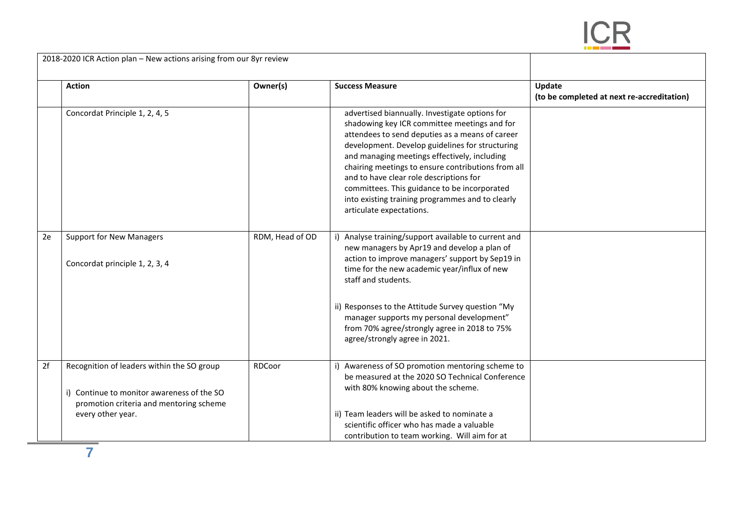| 2018-2020 ICR Action plan – New actions arising from our 8yr review | | | | |
|---|---|---|---|---|
| | **Action** | **Owner(s)** | **Success Measure** | **Update (to be completed at next re-accreditation)** |
| | Concordat Principle 1, 2, 4, 5 | | advertised biannually. Investigate options for shadowing key ICR committee meetings and for attendees to send deputies as a means of career development. Develop guidelines for structuring and managing meetings effectively, including chairing meetings to ensure contributions from all and to have clear role descriptions for committees. This guidance to be incorporated into existing training programmes and to clearly articulate expectations. | |
| 2e | Support for New Managers<br><br>Concordat principle 1, 2, 3, 4 | RDM, Head of OD | i) Analyse training/support available to current and new managers by Apr19 and develop a plan of action to improve managers' support by Sep19 in time for the new academic year/influx of new staff and students.<br><br>ii) Responses to the Attitude Survey question "My manager supports my personal development" from 70% agree/strongly agree in 2018 to 75% agree/strongly agree in 2021. | |
| 2f | Recognition of leaders within the SO group<br><br>i) Continue to monitor awareness of the SO promotion criteria and mentoring scheme every other year. | RDCoor | i) Awareness of SO promotion mentoring scheme to be measured at the 2020 SO Technical Conference with 80% knowing about the scheme.<br><br>ii) Team leaders will be asked to nominate a scientific officer who has made a valuable contribution to team working. Will aim for at | |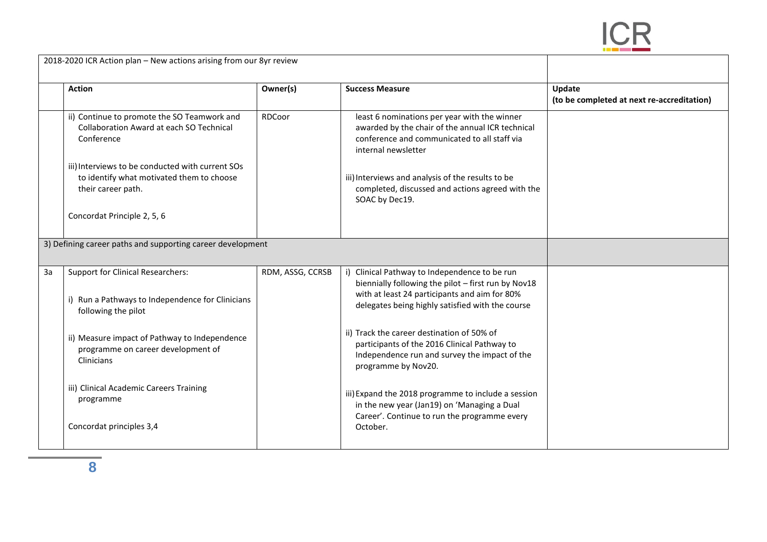| | 2018-2020 ICR Action plan – New actions arising from our 8yr review | | | |
|---|---|---|---|---|
| | **Action** | **Owner(s)** | **Success Measure** | **Update (to be completed at next re-accreditation)** |
| | ii) Continue to promote the SO Teamwork and Collaboration Award at each SO Technical Conference<br><br>iii) Interviews to be conducted with current SOs to identify what motivated them to choose their career path.<br><br>Concordat Principle 2, 5, 6 | RDCoor | least 6 nominations per year with the winner awarded by the chair of the annual ICR technical conference and communicated to all staff via internal newsletter<br><br>iii) Interviews and analysis of the results to be completed, discussed and actions agreed with the SOAC by Dec19. | |
| | 3) Defining career paths and supporting career development | | | |
| 3a | Support for Clinical Researchers:<br><br>i) Run a Pathways to Independence for Clinicians following the pilot<br><br>ii) Measure impact of Pathway to Independence programme on career development of Clinicians<br><br>iii) Clinical Academic Careers Training programme<br><br>Concordat principles 3,4 | RDM, ASSG, CCRSB | i) Clinical Pathway to Independence to be run biennially following the pilot – first run by Nov18 with at least 24 participants and aim for 80% delegates being highly satisfied with the course<br><br>ii) Track the career destination of 50% of participants of the 2016 Clinical Pathway to Independence run and survey the impact of the programme by Nov20.<br><br>iii) Expand the 2018 programme to include a session in the new year (Jan19) on 'Managing a Dual Career'. Continue to run the programme every October. | |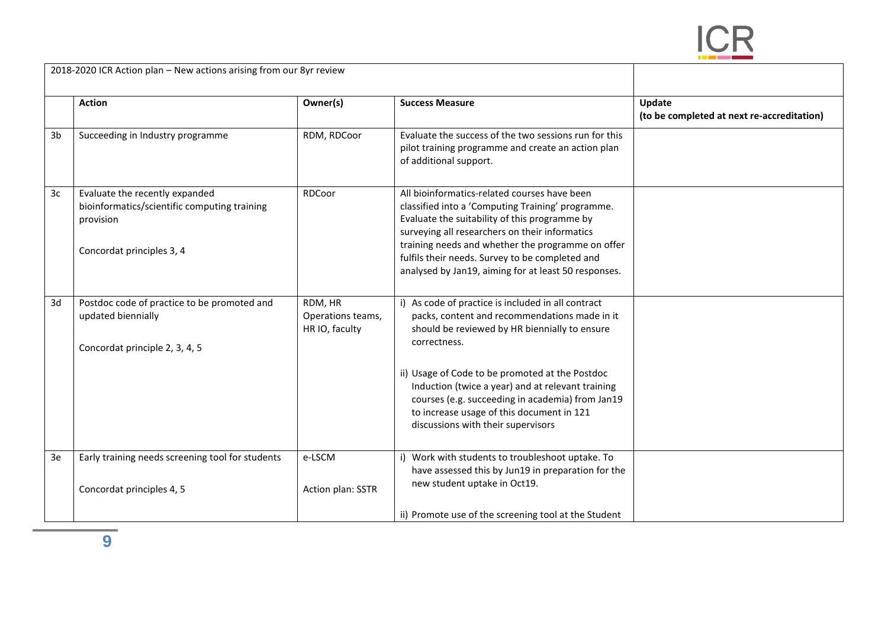| 2018-2020 ICR Action plan – New actions arising from our 8yr review | | | | |
|---|---|---|---|---|
| | **Action** | **Owner(s)** | **Success Measure** | **Update (to be completed at next re-accreditation)** |
| 3b | Succeeding in Industry programme | RDM, RDCoor | Evaluate the success of the two sessions run for this pilot training programme and create an action plan of additional support. | |
| 3c | Evaluate the recently expanded bioinformatics/scientific computing training provision<br><br>Concordat principles 3, 4 | RDCoor | All bioinformatics-related courses have been classified into a 'Computing Training' programme. Evaluate the suitability of this programme by surveying all researchers on their informatics training needs and whether the programme on offer fulfils their needs. Survey to be completed and analysed by Jan19, aiming for at least 50 responses. | |
| 3d | Postdoc code of practice to be promoted and updated biennially<br><br>Concordat principle 2, 3, 4, 5 | RDM, HR Operations teams, HR IO, faculty | i) As code of practice is included in all contract packs, content and recommendations made in it should be reviewed by HR biennially to ensure correctness.<br><br>ii) Usage of Code to be promoted at the Postdoc Induction (twice a year) and at relevant training courses (e.g. succeeding in academia) from Jan19 to increase usage of this document in 121 discussions with their supervisors | |
| 3e | Early training needs screening tool for students<br><br>Concordat principles 4, 5 | e-LSCM<br><br>Action plan: SSTR | i) Work with students to troubleshoot uptake. To have assessed this by Jun19 in preparation for the new student uptake in Oct19.<br><br>ii) Promote use of the screening tool at the Student | |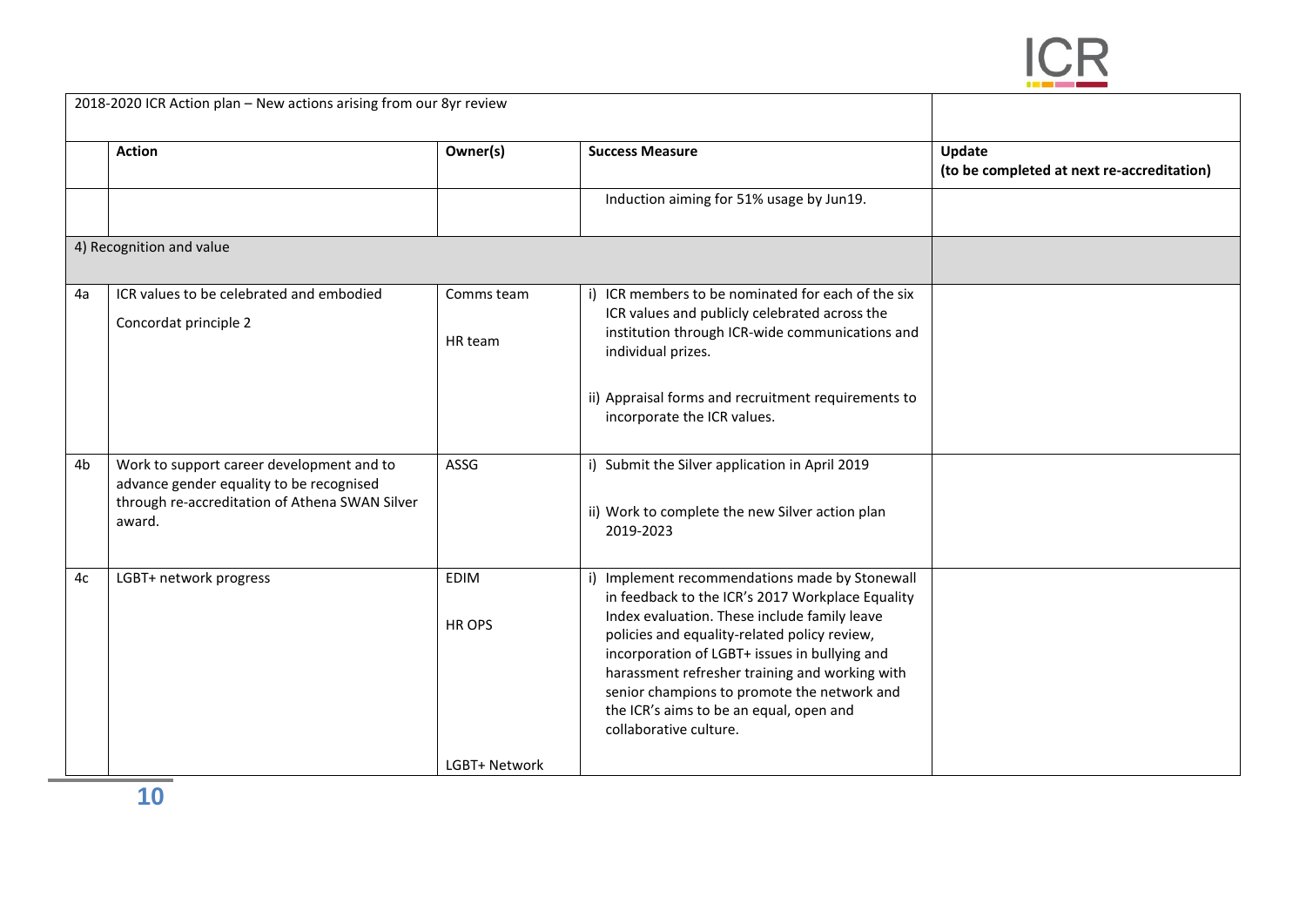| | 2018-2020 ICR Action plan – New actions arising from our 8yr review | | | |
|---|---|---|---|---|
| | **Action** | **Owner(s)** | **Success Measure** | **Update (to be completed at next re-accreditation)** |
| | | | Induction aiming for 51% usage by Jun19. | |
| | 4) Recognition and value | | | |
| 4a | ICR values to be celebrated and embodied<br><br>Concordat principle 2 | Comms team<br><br>HR team | i) ICR members to be nominated for each of the six ICR values and publicly celebrated across the institution through ICR-wide communications and individual prizes.<br><br>ii) Appraisal forms and recruitment requirements to incorporate the ICR values. | |
| 4b | Work to support career development and to advance gender equality to be recognised through re-accreditation of Athena SWAN Silver award. | ASSG | i) Submit the Silver application in April 2019<br><br>ii) Work to complete the new Silver action plan 2019-2023 | |
| 4c | LGBT+ network progress | EDIM<br><br>HR OPS<br><br>LGBT+ Network | i) Implement recommendations made by Stonewall in feedback to the ICR's 2017 Workplace Equality Index evaluation. These include family leave policies and equality-related policy review, incorporation of LGBT+ issues in bullying and harassment refresher training and working with senior champions to promote the network and the ICR's aims to be an equal, open and collaborative culture. | |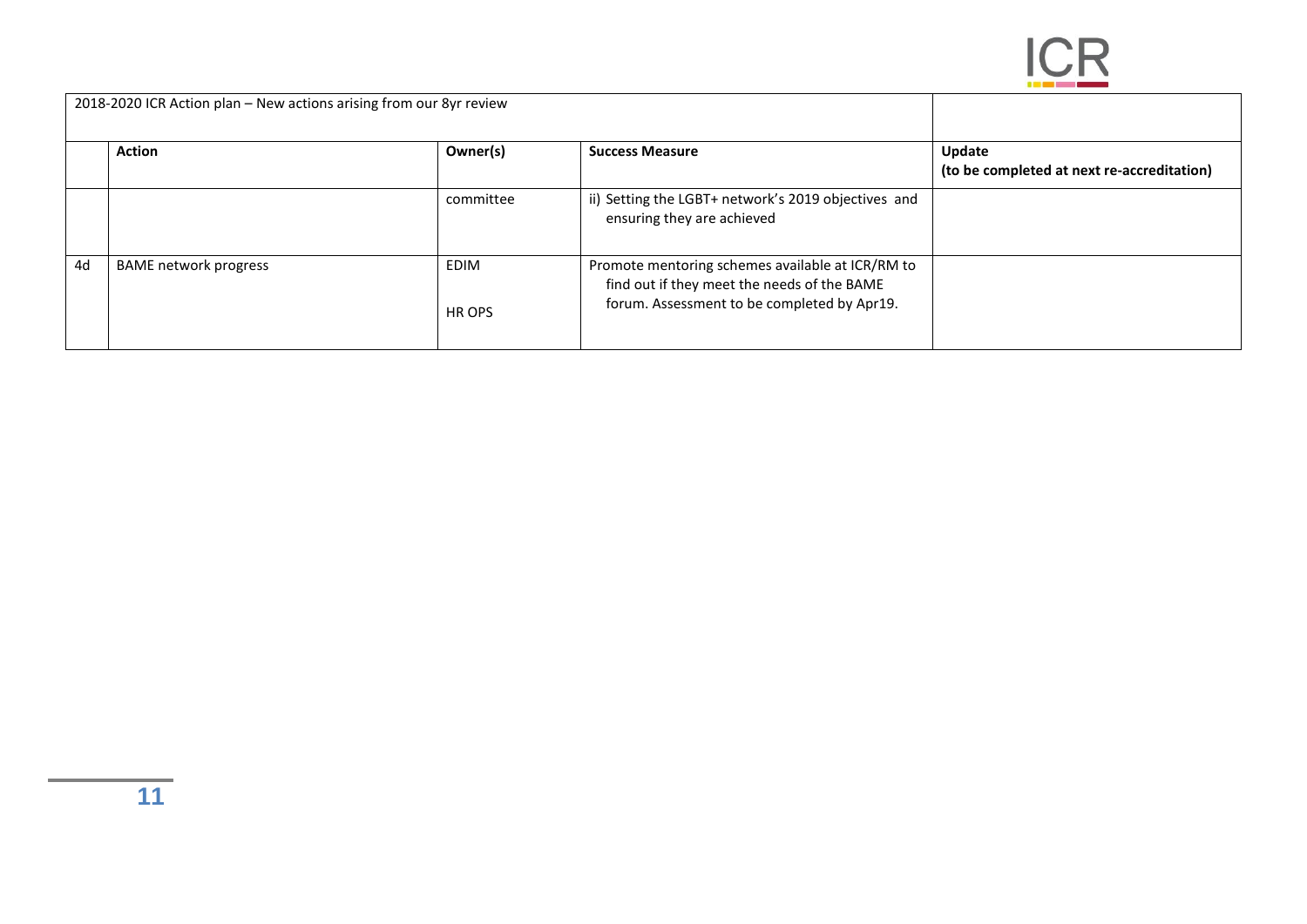| 2018-2020 ICR Action plan – New actions arising from our 8yr review | | | | |
|---|---|---|---|---|
| | **Action** | **Owner(s)** | **Success Measure** | **Update (to be completed at next re-accreditation)** |
| | | committee | ii) Setting the LGBT+ network's 2019 objectives and ensuring they are achieved | |
| 4d | BAME network progress | EDIM<br>HR OPS | Promote mentoring schemes available at ICR/RM to find out if they meet the needs of the BAME forum. Assessment to be completed by Apr19. | |